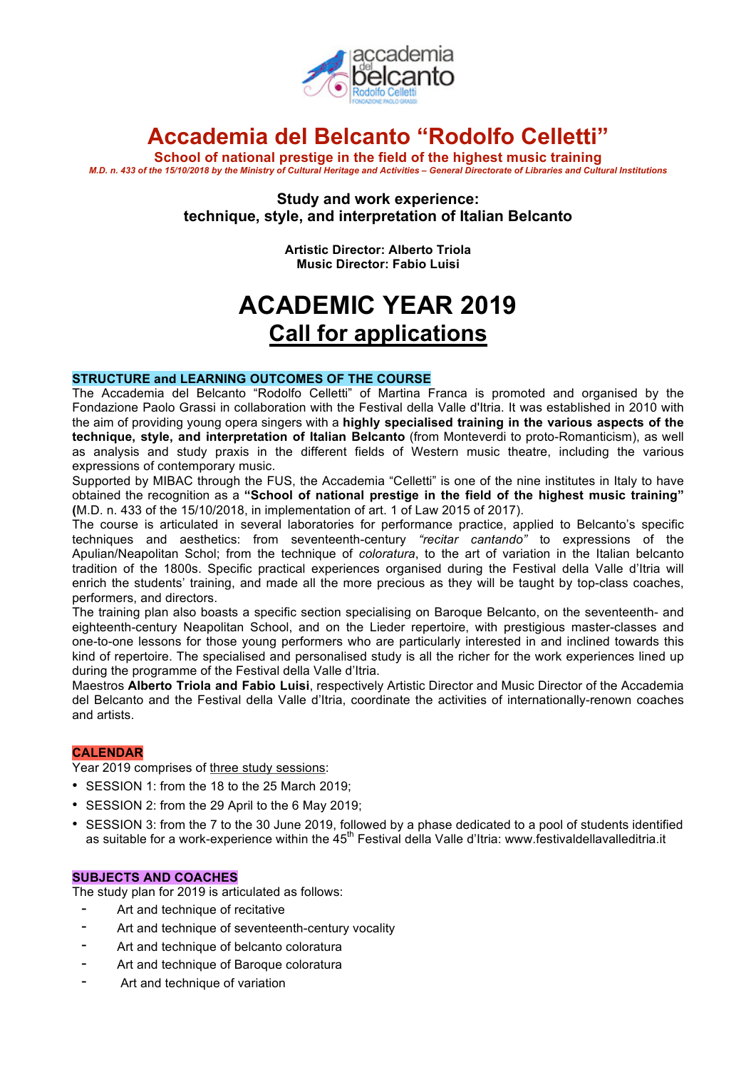# Accademia del Belcanto "Rodolfo Celletti"

**School of national prestige in the field of the highest music training**

*M.D. n. 433 of the 15/10/2018 by the Ministry of Cultural Heritage and Activities – General Directorate of Libraries and Cultural Institutions*

### Study and work experience: technique, style, and interpretation of Italian Belcanto

**Artistic Director: Alberto Triola**
**Music Director: Fabio Luisi**

# ACADEMIC YEAR 2019

## Call for applications

### STRUCTURE and LEARNING OUTCOMES OF THE COURSE

The Accademia del Belcanto "Rodolfo Celletti" of Martina Franca is promoted and organised by the Fondazione Paolo Grassi in collaboration with the Festival della Valle d'Itria. It was established in 2010 with the aim of providing young opera singers with a **highly specialised training in the various aspects of the technique, style, and interpretation of Italian Belcanto** (from Monteverdi to proto-Romanticism), as well as analysis and study praxis in the different fields of Western music theatre, including the various expressions of contemporary music.

Supported by MIBAC through the FUS, the Accademia "Celletti" is one of the nine institutes in Italy to have obtained the recognition as a **"School of national prestige in the field of the highest music training" (**M.D. n. 433 of the 15/10/2018, in implementation of art. 1 of Law 2015 of 2017).

The course is articulated in several laboratories for performance practice, applied to Belcanto's specific techniques and aesthetics: from seventeenth-century *"recitar cantando"* to expressions of the Apulian/Neapolitan Schol; from the technique of *coloratura*, to the art of variation in the Italian belcanto tradition of the 1800s. Specific practical experiences organised during the Festival della Valle d'Itria will enrich the students' training, and made all the more precious as they will be taught by top-class coaches, performers, and directors.

The training plan also boasts a specific section specialising on Baroque Belcanto, on the seventeenth- and eighteenth-century Neapolitan School, and on the Lieder repertoire, with prestigious master-classes and one-to-one lessons for those young performers who are particularly interested in and inclined towards this kind of repertoire. The specialised and personalised study is all the richer for the work experiences lined up during the programme of the Festival della Valle d'Itria.

Maestros **Alberto Triola and Fabio Luisi**, respectively Artistic Director and Music Director of the Accademia del Belcanto and the Festival della Valle d'Itria, coordinate the activities of internationally-renown coaches and artists.

### CALENDAR

Year 2019 comprises of three study sessions:

- SESSION 1: from the 18 to the 25 March 2019;
- SESSION 2: from the 29 April to the 6 May 2019;
- SESSION 3: from the 7 to the 30 June 2019, followed by a phase dedicated to a pool of students identified as suitable for a work-experience within the 45th Festival della Valle d'Itria: www.festivaldellavalleditria.it

### SUBJECTS AND COACHES

The study plan for 2019 is articulated as follows:

- Art and technique of recitative
- Art and technique of seventeenth-century vocality
- Art and technique of belcanto coloratura
- Art and technique of Baroque coloratura
- Art and technique of variation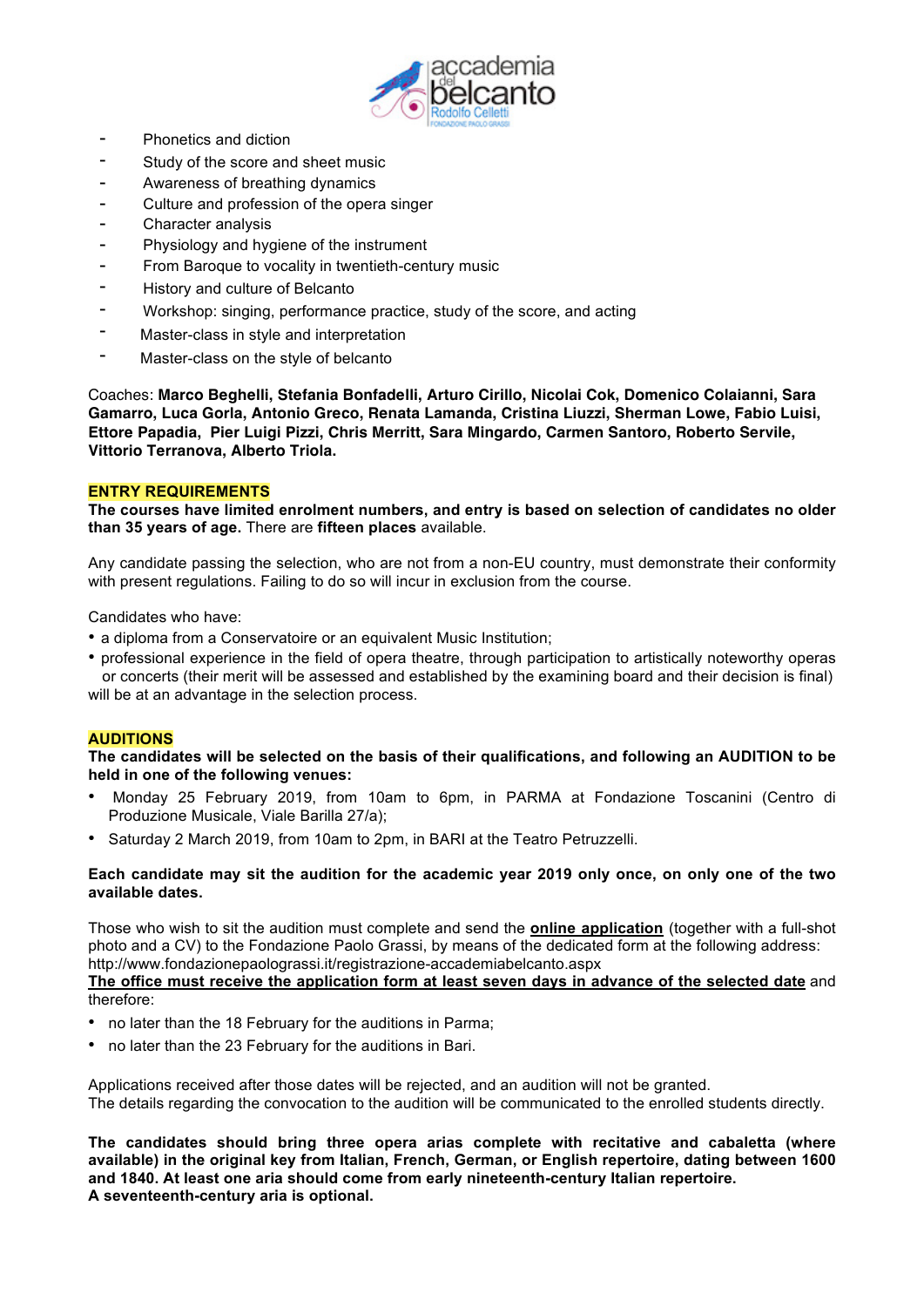- Phonetics and diction
- Study of the score and sheet music
- Awareness of breathing dynamics
- Culture and profession of the opera singer
- Character analysis
- Physiology and hygiene of the instrument
- From Baroque to vocality in twentieth-century music
- History and culture of Belcanto
- Workshop: singing, performance practice, study of the score, and acting
- Master-class in style and interpretation
- Master-class on the style of belcanto

Coaches: **Marco Beghelli, Stefania Bonfadelli, Arturo Cirillo, Nicolai Cok, Domenico Colaianni, Sara Gamarro, Luca Gorla, Antonio Greco, Renata Lamanda, Cristina Liuzzi, Sherman Lowe, Fabio Luisi, Ettore Papadia, Pier Luigi Pizzi, Chris Merritt, Sara Mingardo, Carmen Santoro, Roberto Servile, Vittorio Terranova, Alberto Triola.**

## ENTRY REQUIREMENTS

**The courses have limited enrolment numbers, and entry is based on selection of candidates no older than 35 years of age.** There are **fifteen places** available.

Any candidate passing the selection, who are not from a non-EU country, must demonstrate their conformity with present regulations. Failing to do so will incur in exclusion from the course.

Candidates who have:

- a diploma from a Conservatoire or an equivalent Music Institution;
- professional experience in the field of opera theatre, through participation to artistically noteworthy operas or concerts (their merit will be assessed and established by the examining board and their decision is final)

will be at an advantage in the selection process.

## AUDITIONS

**The candidates will be selected on the basis of their qualifications, and following an AUDITION to be held in one of the following venues:**

- Monday 25 February 2019, from 10am to 6pm, in PARMA at Fondazione Toscanini (Centro di Produzione Musicale, Viale Barilla 27/a);
- Saturday 2 March 2019, from 10am to 2pm, in BARI at the Teatro Petruzzelli.

**Each candidate may sit the audition for the academic year 2019 only once, on only one of the two available dates.**

Those who wish to sit the audition must complete and send the **online application** (together with a full-shot photo and a CV) to the Fondazione Paolo Grassi, by means of the dedicated form at the following address: http://www.fondazionepaolograssi.it/registrazione-accademiabelcanto.aspx

**The office must receive the application form at least seven days in advance of the selected date** and therefore:

- no later than the 18 February for the auditions in Parma;
- no later than the 23 February for the auditions in Bari.

Applications received after those dates will be rejected, and an audition will not be granted.
The details regarding the convocation to the audition will be communicated to the enrolled students directly.

**The candidates should bring three opera arias complete with recitative and cabaletta (where available) in the original key from Italian, French, German, or English repertoire, dating between 1600 and 1840. At least one aria should come from early nineteenth-century Italian repertoire.**
**A seventeenth-century aria is optional.**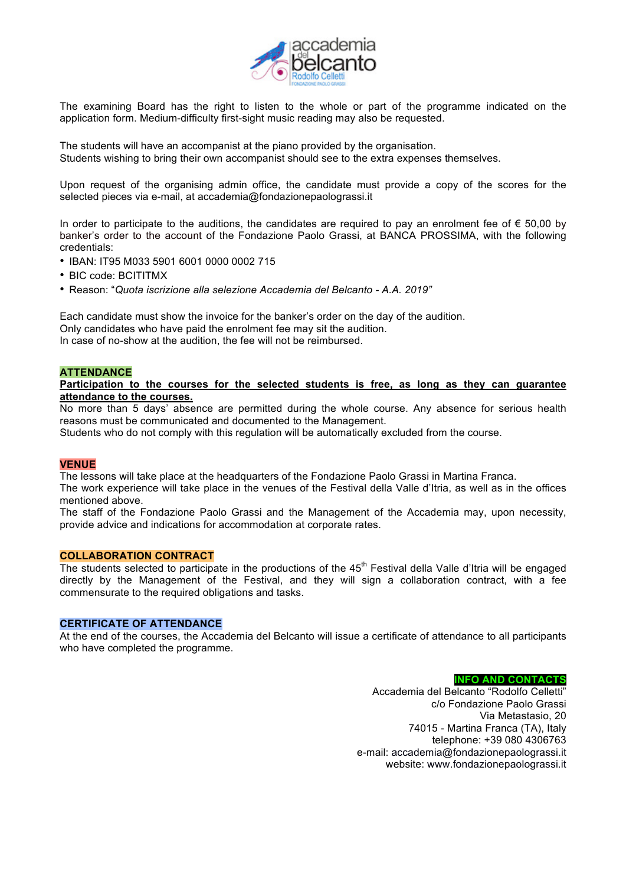The examining Board has the right to listen to the whole or part of the programme indicated on the application form. Medium-difficulty first-sight music reading may also be requested.

The students will have an accompanist at the piano provided by the organisation.
Students wishing to bring their own accompanist should see to the extra expenses themselves.

Upon request of the organising admin office, the candidate must provide a copy of the scores for the selected pieces via e-mail, at accademia@fondazionepaolograssi.it

In order to participate to the auditions, the candidates are required to pay an enrolment fee of € 50,00 by banker's order to the account of the Fondazione Paolo Grassi, at BANCA PROSSIMA, with the following credentials:

- IBAN: IT95 M033 5901 6001 0000 0002 715
- BIC code: BCITITMX
- Reason: "*Quota iscrizione alla selezione Accademia del Belcanto - A.A. 2019"*

Each candidate must show the invoice for the banker's order on the day of the audition.
Only candidates who have paid the enrolment fee may sit the audition.
In case of no-show at the audition, the fee will not be reimbursed.

## ATTENDANCE

**Participation to the courses for the selected students is free, as long as they can guarantee attendance to the courses.**
No more than 5 days' absence are permitted during the whole course. Any absence for serious health reasons must be communicated and documented to the Management.
Students who do not comply with this regulation will be automatically excluded from the course.

## VENUE

The lessons will take place at the headquarters of the Fondazione Paolo Grassi in Martina Franca.
The work experience will take place in the venues of the Festival della Valle d'Itria, as well as in the offices mentioned above.
The staff of the Fondazione Paolo Grassi and the Management of the Accademia may, upon necessity, provide advice and indications for accommodation at corporate rates.

## COLLABORATION CONTRACT

The students selected to participate in the productions of the 45th Festival della Valle d'Itria will be engaged directly by the Management of the Festival, and they will sign a collaboration contract, with a fee commensurate to the required obligations and tasks.

## CERTIFICATE OF ATTENDANCE

At the end of the courses, the Accademia del Belcanto will issue a certificate of attendance to all participants who have completed the programme.

## INFO AND CONTACTS

Accademia del Belcanto "Rodolfo Celletti"
c/o Fondazione Paolo Grassi
Via Metastasio, 20
74015 - Martina Franca (TA), Italy
telephone: +39 080 4306763
e-mail: accademia@fondazionepaolograssi.it
website: www.fondazionepaolograssi.it